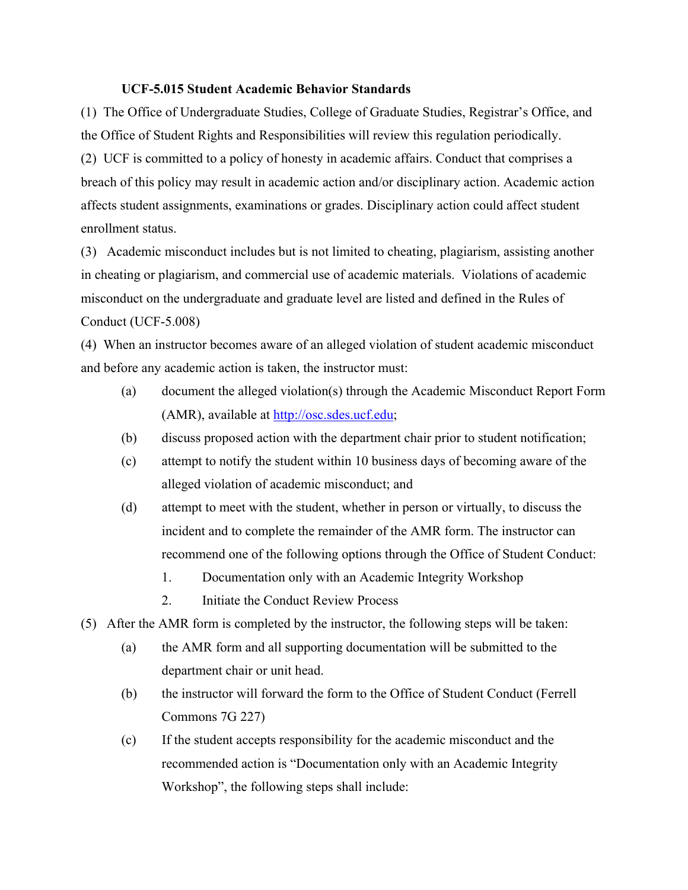# UCF-5.015 Student Academic Behavior Standards

(1) The Office of Undergraduate Studies, College of Graduate Studies, Registrar's Office, and the Office of Student Rights and Responsibilities will review this regulation periodically.

(2) UCF is committed to a policy of honesty in academic affairs. Conduct that comprises a breach of this policy may result in academic action and/or disciplinary action. Academic action affects student assignments, examinations or grades. Disciplinary action could affect student enrollment status.

(3) Academic misconduct includes but is not limited to cheating, plagiarism, assisting another in cheating or plagiarism, and commercial use of academic materials. Violations of academic misconduct on the undergraduate and graduate level are listed and defined in the Rules of Conduct (UCF-5.008)

(4) When an instructor becomes aware of an alleged violation of student academic misconduct and before any academic action is taken, the instructor must:

- (a) document the alleged violation(s) through the Academic Misconduct Report Form (AMR), available at [http://osc.sdes.ucf.edu](http://osc.sdes.ucf.edu);
- (b) discuss proposed action with the department chair prior to student notification;
- (c) attempt to notify the student within 10 business days of becoming aware of the alleged violation of academic misconduct; and
- (d) attempt to meet with the student, whether in person or virtually, to discuss the incident and to complete the remainder of the AMR form. The instructor can recommend one of the following options through the Office of Student Conduct:
  1. Documentation only with an Academic Integrity Workshop
  2. Initiate the Conduct Review Process

(5) After the AMR form is completed by the instructor, the following steps will be taken:

- (a) the AMR form and all supporting documentation will be submitted to the department chair or unit head.
- (b) the instructor will forward the form to the Office of Student Conduct (Ferrell Commons 7G 227)
- (c) If the student accepts responsibility for the academic misconduct and the recommended action is "Documentation only with an Academic Integrity Workshop", the following steps shall include: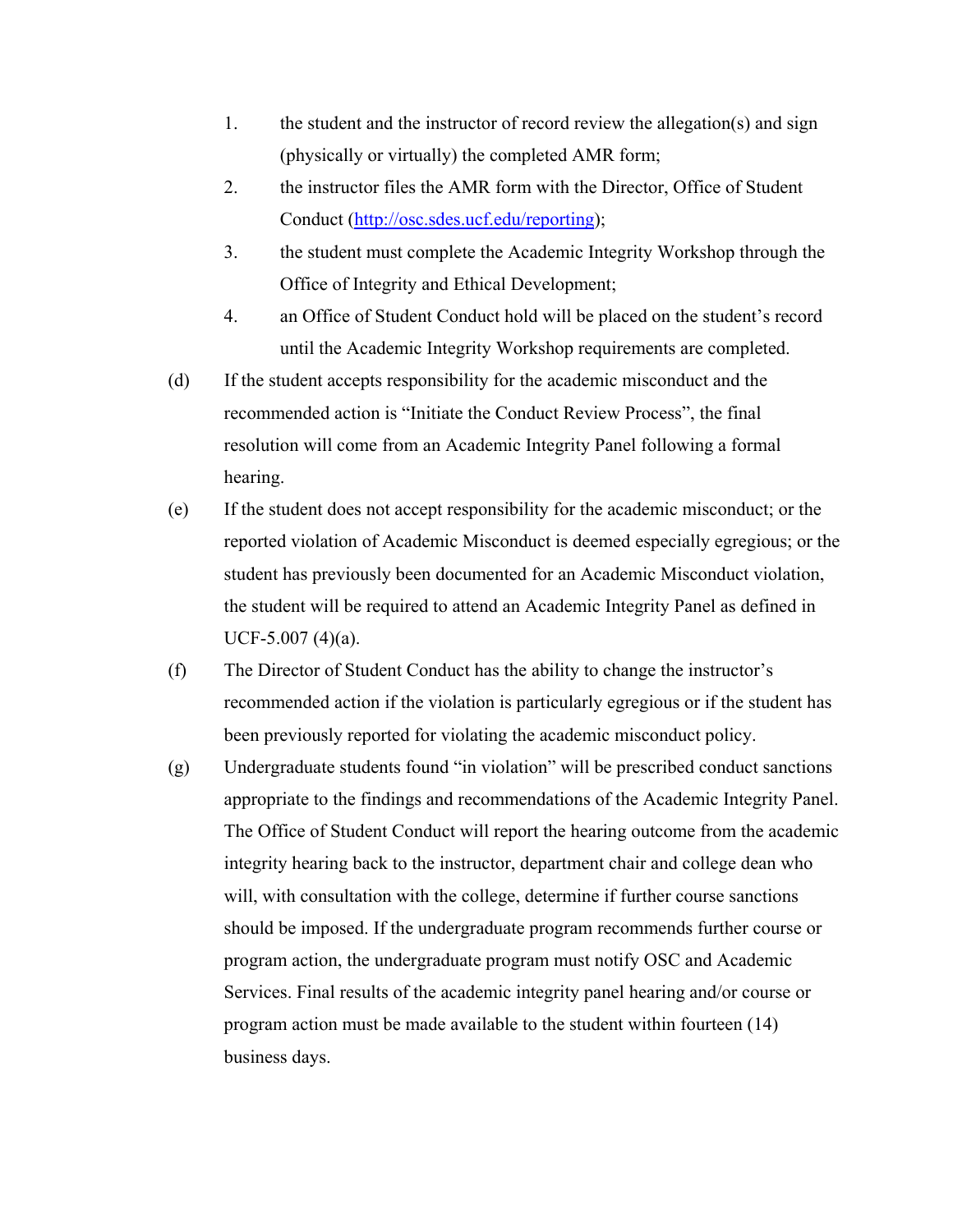1. the student and the instructor of record review the allegation(s) and sign (physically or virtually) the completed AMR form;
2. the instructor files the AMR form with the Director, Office of Student Conduct ([http://osc.sdes.ucf.edu/reporting](http://osc.sdes.ucf.edu/reporting));
3. the student must complete the Academic Integrity Workshop through the Office of Integrity and Ethical Development;
4. an Office of Student Conduct hold will be placed on the student's record until the Academic Integrity Workshop requirements are completed.

(d) If the student accepts responsibility for the academic misconduct and the recommended action is "Initiate the Conduct Review Process", the final resolution will come from an Academic Integrity Panel following a formal hearing.

(e) If the student does not accept responsibility for the academic misconduct; or the reported violation of Academic Misconduct is deemed especially egregious; or the student has previously been documented for an Academic Misconduct violation, the student will be required to attend an Academic Integrity Panel as defined in UCF-5.007 (4)(a).

(f) The Director of Student Conduct has the ability to change the instructor's recommended action if the violation is particularly egregious or if the student has been previously reported for violating the academic misconduct policy.

(g) Undergraduate students found "in violation" will be prescribed conduct sanctions appropriate to the findings and recommendations of the Academic Integrity Panel. The Office of Student Conduct will report the hearing outcome from the academic integrity hearing back to the instructor, department chair and college dean who will, with consultation with the college, determine if further course sanctions should be imposed. If the undergraduate program recommends further course or program action, the undergraduate program must notify OSC and Academic Services. Final results of the academic integrity panel hearing and/or course or program action must be made available to the student within fourteen (14) business days.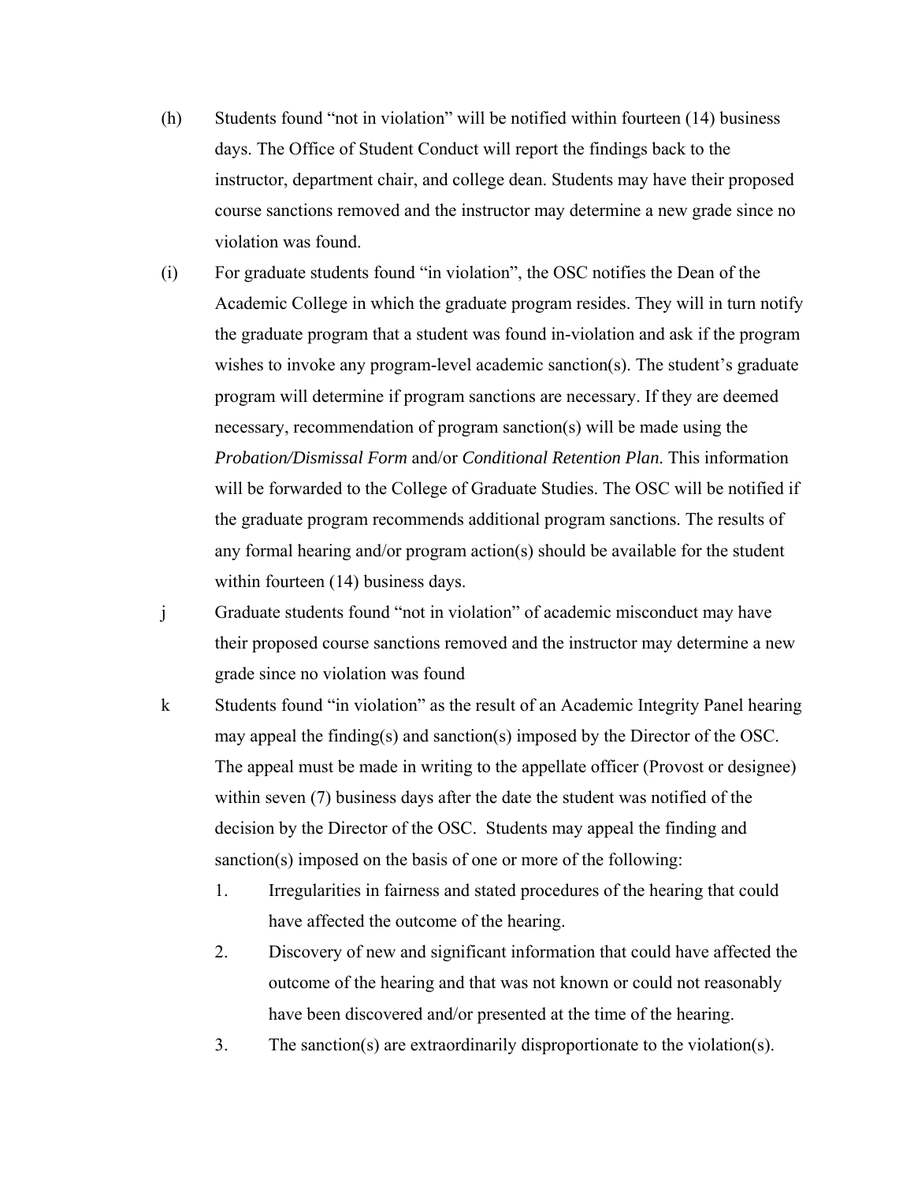(h) Students found "not in violation" will be notified within fourteen (14) business days. The Office of Student Conduct will report the findings back to the instructor, department chair, and college dean. Students may have their proposed course sanctions removed and the instructor may determine a new grade since no violation was found.

(i) For graduate students found "in violation", the OSC notifies the Dean of the Academic College in which the graduate program resides. They will in turn notify the graduate program that a student was found in-violation and ask if the program wishes to invoke any program-level academic sanction(s). The student's graduate program will determine if program sanctions are necessary. If they are deemed necessary, recommendation of program sanction(s) will be made using the *Probation/Dismissal Form* and/or *Conditional Retention Plan.* This information will be forwarded to the College of Graduate Studies. The OSC will be notified if the graduate program recommends additional program sanctions. The results of any formal hearing and/or program action(s) should be available for the student within fourteen (14) business days.

j Graduate students found "not in violation" of academic misconduct may have their proposed course sanctions removed and the instructor may determine a new grade since no violation was found

k Students found "in violation" as the result of an Academic Integrity Panel hearing may appeal the finding(s) and sanction(s) imposed by the Director of the OSC. The appeal must be made in writing to the appellate officer (Provost or designee) within seven (7) business days after the date the student was notified of the decision by the Director of the OSC. Students may appeal the finding and sanction(s) imposed on the basis of one or more of the following:

1. Irregularities in fairness and stated procedures of the hearing that could have affected the outcome of the hearing.
2. Discovery of new and significant information that could have affected the outcome of the hearing and that was not known or could not reasonably have been discovered and/or presented at the time of the hearing.
3. The sanction(s) are extraordinarily disproportionate to the violation(s).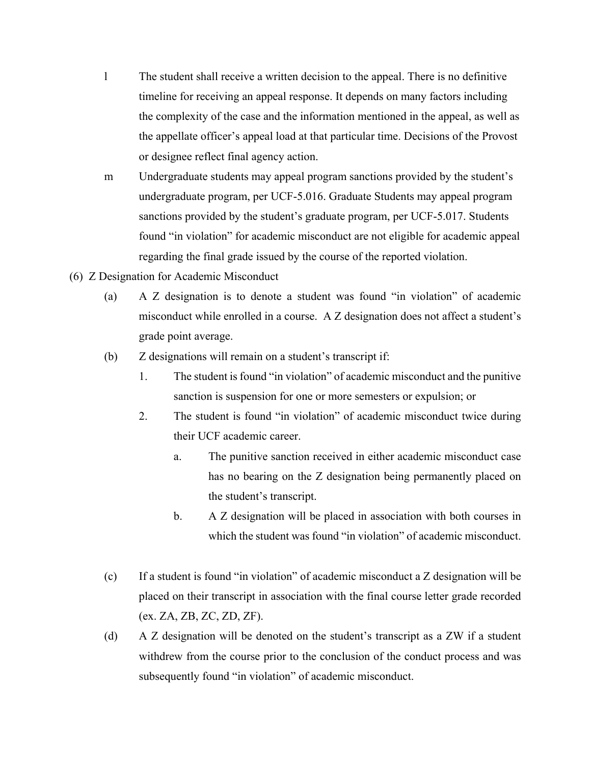l The student shall receive a written decision to the appeal. There is no definitive timeline for receiving an appeal response. It depends on many factors including the complexity of the case and the information mentioned in the appeal, as well as the appellate officer's appeal load at that particular time. Decisions of the Provost or designee reflect final agency action.

m Undergraduate students may appeal program sanctions provided by the student's undergraduate program, per UCF-5.016. Graduate Students may appeal program sanctions provided by the student's graduate program, per UCF-5.017. Students found "in violation" for academic misconduct are not eligible for academic appeal regarding the final grade issued by the course of the reported violation.

(6) Z Designation for Academic Misconduct

(a) A Z designation is to denote a student was found "in violation" of academic misconduct while enrolled in a course. A Z designation does not affect a student's grade point average.

(b) Z designations will remain on a student's transcript if:

1. The student is found "in violation" of academic misconduct and the punitive sanction is suspension for one or more semesters or expulsion; or

2. The student is found "in violation" of academic misconduct twice during their UCF academic career.

   a. The punitive sanction received in either academic misconduct case has no bearing on the Z designation being permanently placed on the student's transcript.

   b. A Z designation will be placed in association with both courses in which the student was found "in violation" of academic misconduct.

(c) If a student is found "in violation" of academic misconduct a Z designation will be placed on their transcript in association with the final course letter grade recorded (ex. ZA, ZB, ZC, ZD, ZF).

(d) A Z designation will be denoted on the student's transcript as a ZW if a student withdrew from the course prior to the conclusion of the conduct process and was subsequently found "in violation" of academic misconduct.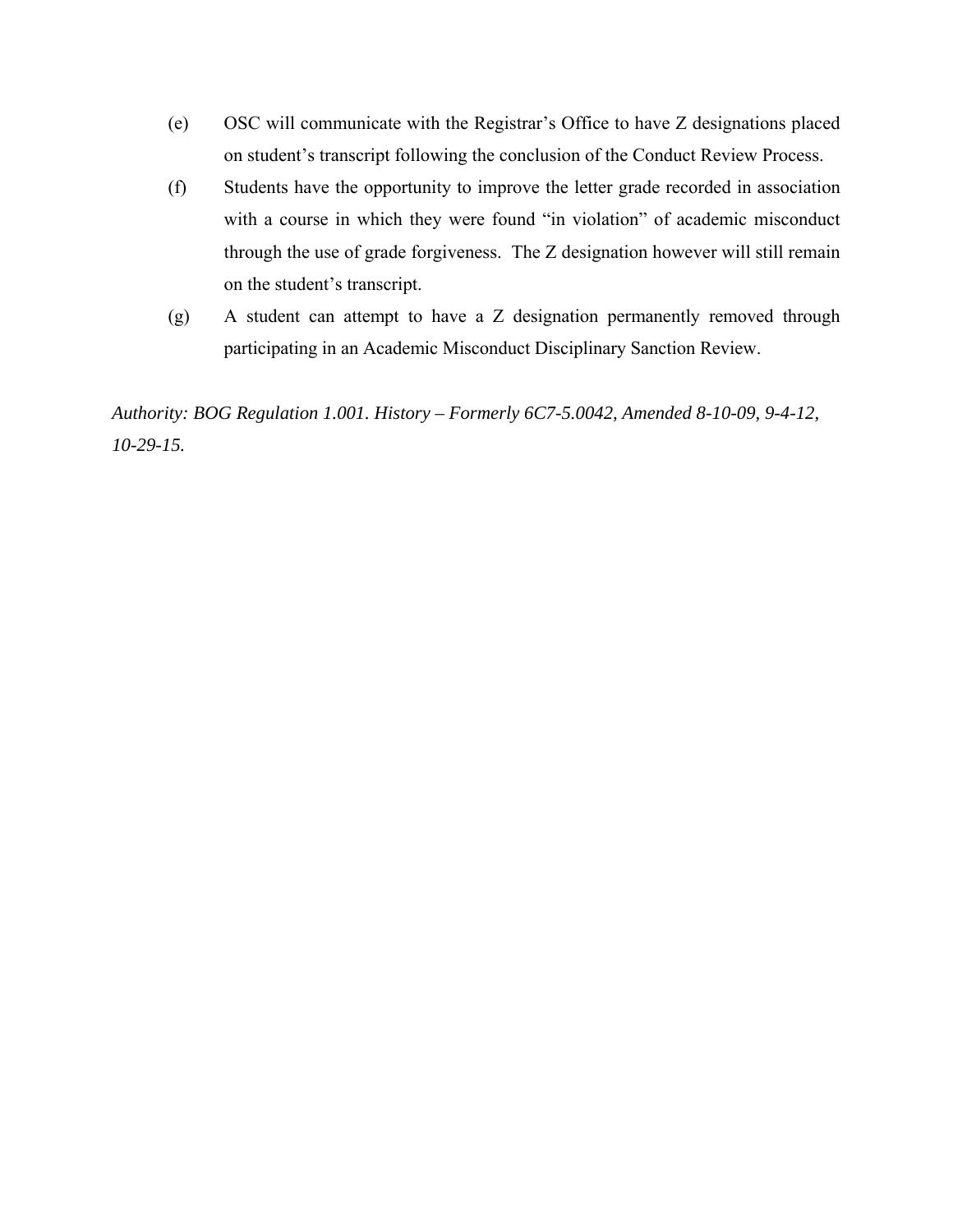(e) OSC will communicate with the Registrar's Office to have Z designations placed on student's transcript following the conclusion of the Conduct Review Process.

(f) Students have the opportunity to improve the letter grade recorded in association with a course in which they were found "in violation" of academic misconduct through the use of grade forgiveness. The Z designation however will still remain on the student's transcript.

(g) A student can attempt to have a Z designation permanently removed through participating in an Academic Misconduct Disciplinary Sanction Review.

*Authority: BOG Regulation 1.001. History – Formerly 6C7-5.0042, Amended 8-10-09, 9-4-12, 10-29-15.*